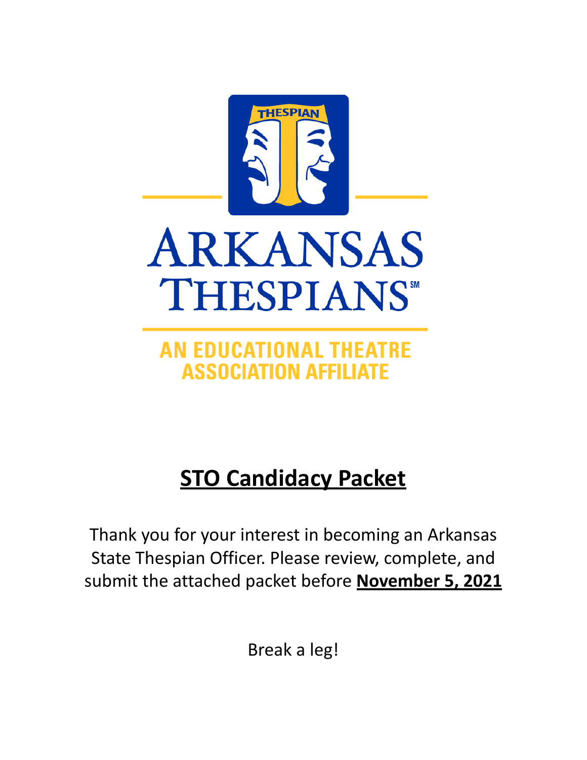THESPIAN

# ARKANSAS THESPIANS℠

AN EDUCATIONAL THEATRE ASSOCIATION AFFILIATE

## STO Candidacy Packet

Thank you for your interest in becoming an Arkansas State Thespian Officer. Please review, complete, and submit the attached packet before **November 5, 2021**

Break a leg!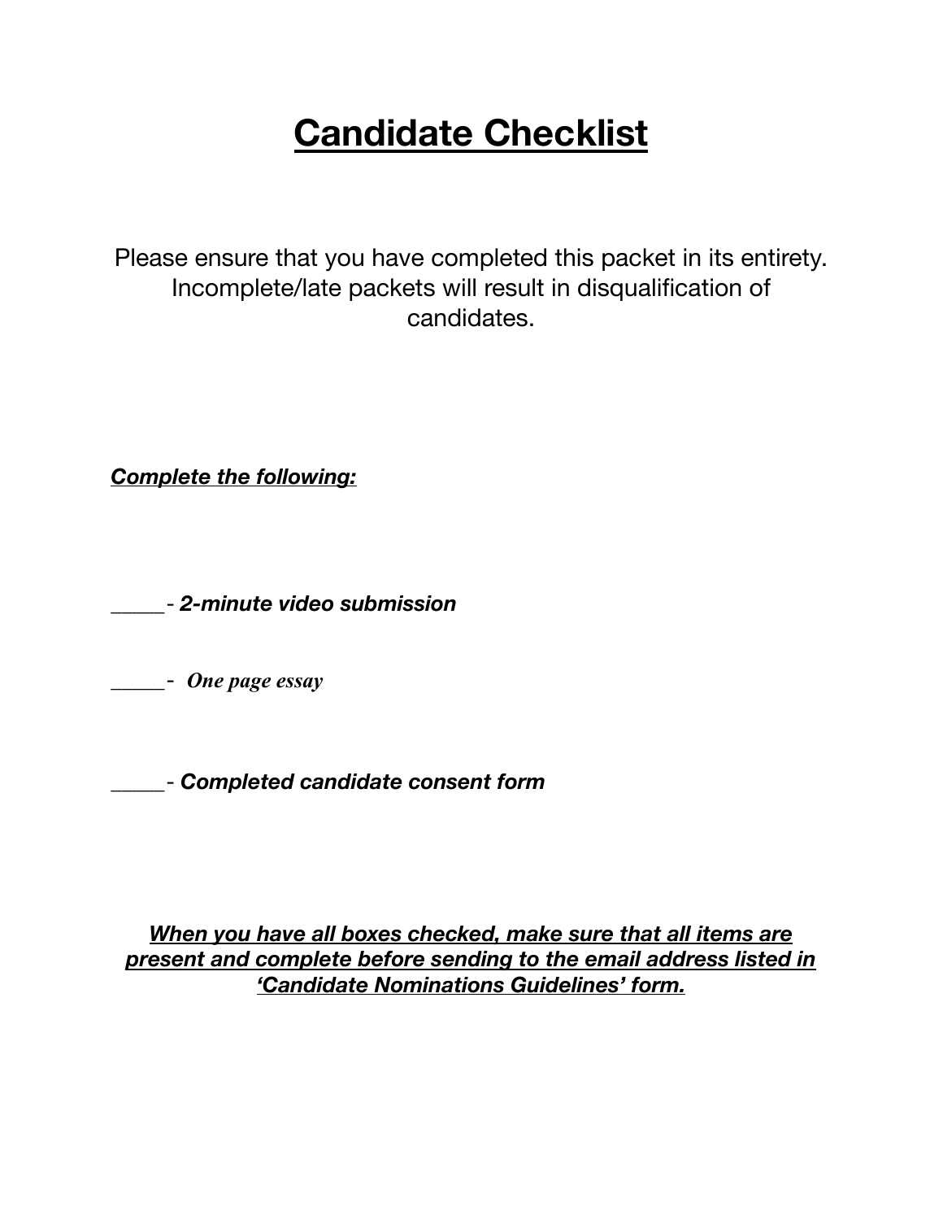# Candidate Checklist

Please ensure that you have completed this packet in its entirety. Incomplete/late packets will result in disqualification of candidates.

***Complete the following:***

_____- ***2-minute video submission***

_____- ***One page essay***

_____- ***Completed candidate consent form***

***When you have all boxes checked, make sure that all items are present and complete before sending to the email address listed in 'Candidate Nominations Guidelines' form.***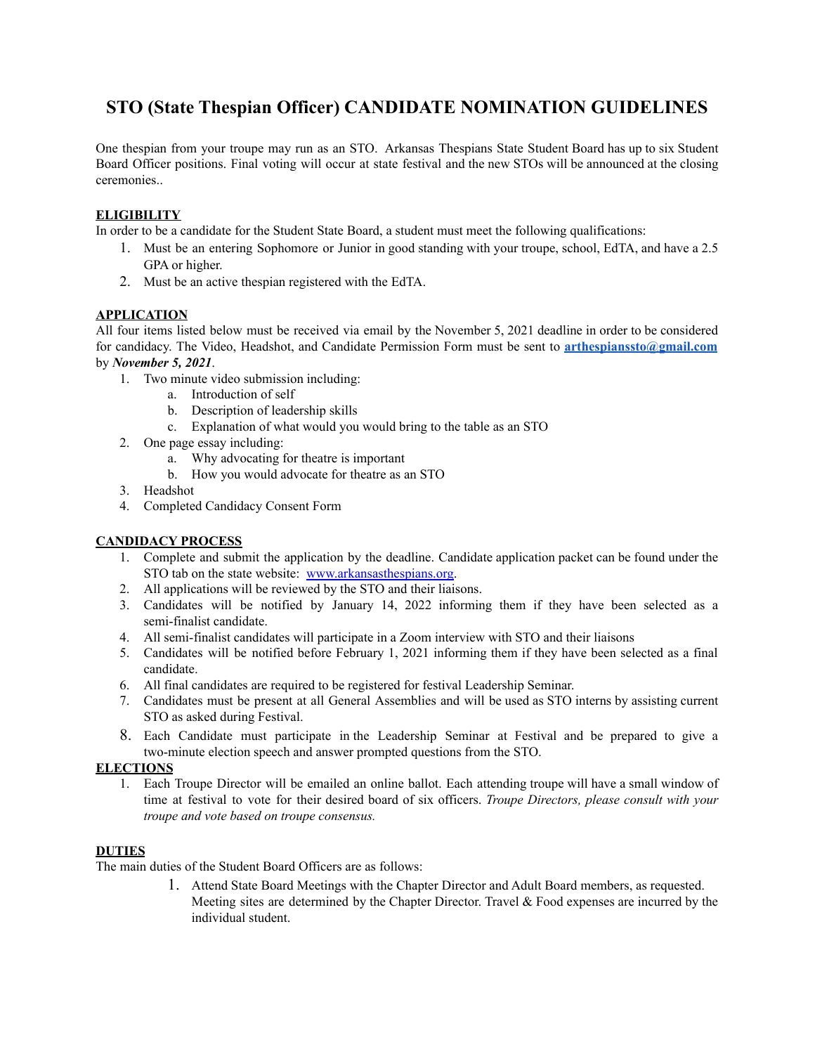# STO (State Thespian Officer) CANDIDATE NOMINATION GUIDELINES

One thespian from your troupe may run as an STO. Arkansas Thespians State Student Board has up to six Student Board Officer positions. Final voting will occur at state festival and the new STOs will be announced at the closing ceremonies..

**ELIGIBILITY**

In order to be a candidate for the Student State Board, a student must meet the following qualifications:

1. Must be an entering Sophomore or Junior in good standing with your troupe, school, EdTA, and have a 2.5 GPA or higher.
2. Must be an active thespian registered with the EdTA.

**APPLICATION**

All four items listed below must be received via email by the November 5, 2021 deadline in order to be considered for candidacy. The Video, Headshot, and Candidate Permission Form must be sent to **arthespianssto@gmail.com** by ***November 5, 2021***.

1. Two minute video submission including:
   a. Introduction of self
   b. Description of leadership skills
   c. Explanation of what would you would bring to the table as an STO
2. One page essay including:
   a. Why advocating for theatre is important
   b. How you would advocate for theatre as an STO
3. Headshot
4. Completed Candidacy Consent Form

**CANDIDACY PROCESS**

1. Complete and submit the application by the deadline. Candidate application packet can be found under the STO tab on the state website: www.arkansasthespians.org.
2. All applications will be reviewed by the STO and their liaisons.
3. Candidates will be notified by January 14, 2022 informing them if they have been selected as a semi-finalist candidate.
4. All semi-finalist candidates will participate in a Zoom interview with STO and their liaisons
5. Candidates will be notified before February 1, 2021 informing them if they have been selected as a final candidate.
6. All final candidates are required to be registered for festival Leadership Seminar.
7. Candidates must be present at all General Assemblies and will be used as STO interns by assisting current STO as asked during Festival.
8. Each Candidate must participate in the Leadership Seminar at Festival and be prepared to give a two-minute election speech and answer prompted questions from the STO.

**ELECTIONS**

1. Each Troupe Director will be emailed an online ballot. Each attending troupe will have a small window of time at festival to vote for their desired board of six officers. *Troupe Directors, please consult with your troupe and vote based on troupe consensus.*

**DUTIES**

The main duties of the Student Board Officers are as follows:

1. Attend State Board Meetings with the Chapter Director and Adult Board members, as requested. Meeting sites are determined by the Chapter Director. Travel & Food expenses are incurred by the individual student.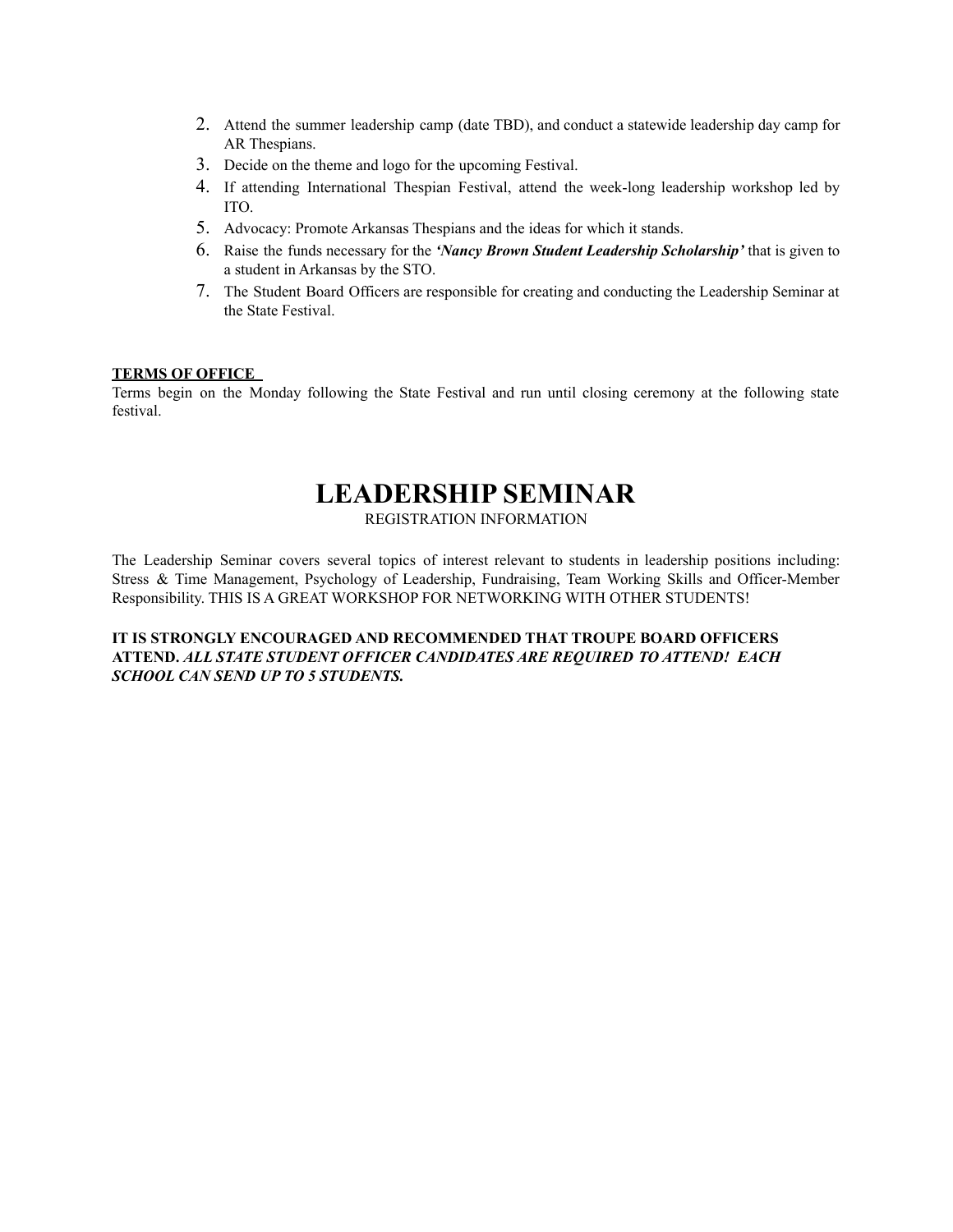2. Attend the summer leadership camp (date TBD), and conduct a statewide leadership day camp for AR Thespians.
3. Decide on the theme and logo for the upcoming Festival.
4. If attending International Thespian Festival, attend the week-long leadership workshop led by ITO.
5. Advocacy: Promote Arkansas Thespians and the ideas for which it stands.
6. Raise the funds necessary for the ***'Nancy Brown Student Leadership Scholarship'*** that is given to a student in Arkansas by the STO.
7. The Student Board Officers are responsible for creating and conducting the Leadership Seminar at the State Festival.

**<u>TERMS OF OFFICE</u>**

Terms begin on the Monday following the State Festival and run until closing ceremony at the following state festival.

# LEADERSHIP SEMINAR

REGISTRATION INFORMATION

The Leadership Seminar covers several topics of interest relevant to students in leadership positions including: Stress & Time Management, Psychology of Leadership, Fundraising, Team Working Skills and Officer-Member Responsibility. THIS IS A GREAT WORKSHOP FOR NETWORKING WITH OTHER STUDENTS!

**IT IS STRONGLY ENCOURAGED AND RECOMMENDED THAT TROUPE BOARD OFFICERS ATTEND. *ALL STATE STUDENT OFFICER CANDIDATES ARE REQUIRED TO ATTEND! EACH SCHOOL CAN SEND UP TO 5 STUDENTS.***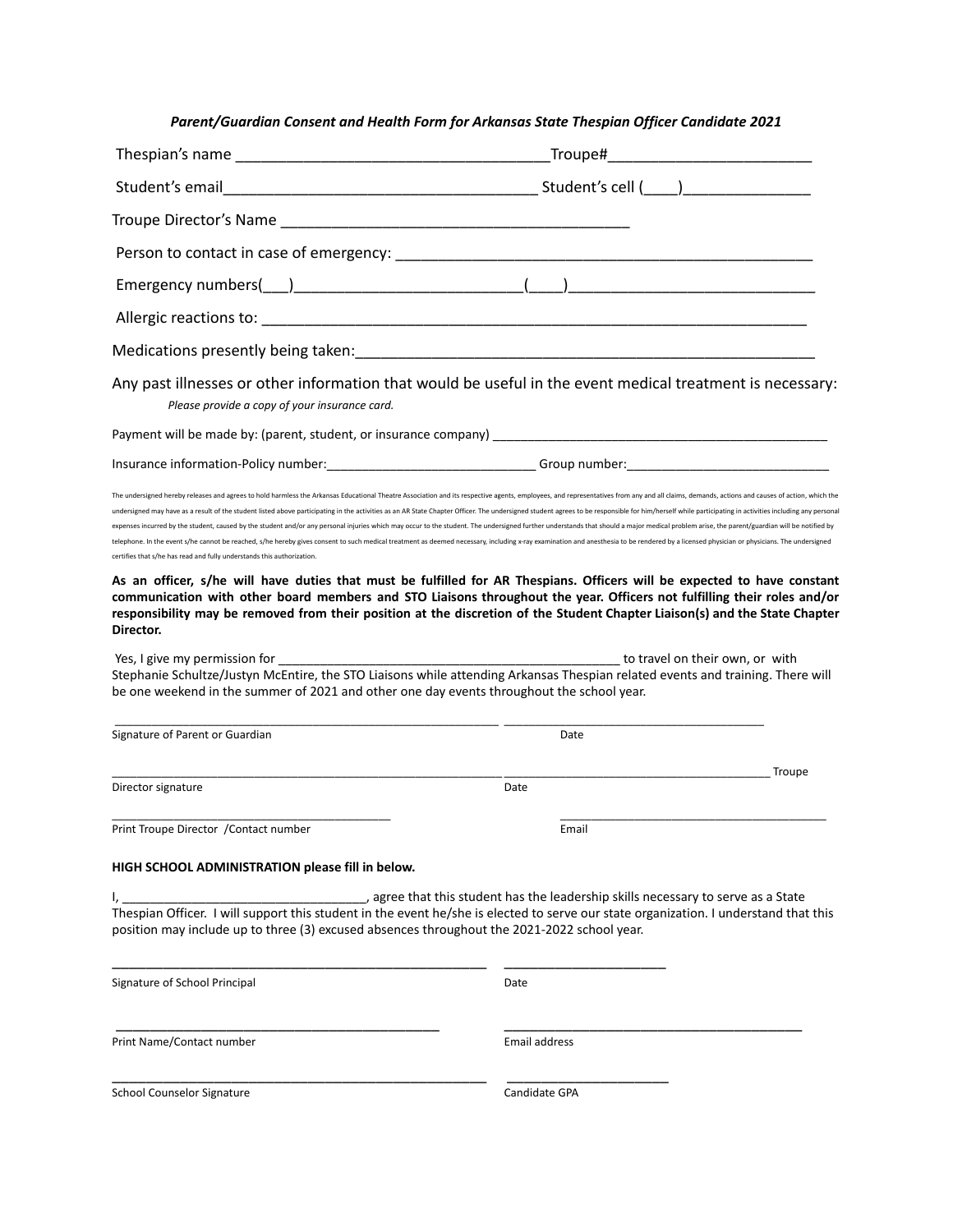*Parent/Guardian Consent and Health Form for Arkansas State Thespian Officer Candidate 2021*

Thespian's name _____________________________________Troupe#________________________

Student's email_____________________________________ Student's cell (____)_______________

Troupe Director's Name _________________________________________

Person to contact in case of emergency: ________________________________________________

Emergency numbers(___)__________________________(____)_____________________________

Allergic reactions to: _________________________________________________________________

Medications presently being taken:________________________________________________________

Any past illnesses or other information that would be useful in the event medical treatment is necessary:

*Please provide a copy of your insurance card.*

Payment will be made by: (parent, student, or insurance company) ________________________________________________

Insurance information-Policy number:_____________________________ Group number:_____________________________

The undersigned hereby releases and agrees to hold harmless the Arkansas Educational Theatre Association and its respective agents, employees, and representatives from any and all claims, demands, actions and causes of action, which the undersigned may have as a result of the student listed above participating in the activities as an AR State Chapter Officer. The undersigned student agrees to be responsible for him/herself while participating in activities including any personal expenses incurred by the student, caused by the student and/or any personal injuries which may occur to the student. The undersigned further understands that should a major medical problem arise, the parent/guardian will be notified by telephone. In the event s/he cannot be reached, s/he hereby gives consent to such medical treatment as deemed necessary, including x-ray examination and anesthesia to be rendered by a licensed physician or physicians. The undersigned certifies that s/he has read and fully understands this authorization.

**As an officer, s/he will have duties that must be fulfilled for AR Thespians. Officers will be expected to have constant communication with other board members and STO Liaisons throughout the year. Officers not fulfilling their roles and/or responsibility may be removed from their position at the discretion of the Student Chapter Liaison(s) and the State Chapter Director.**

Yes, I give my permission for _________________________________________________ to travel on their own, or with Stephanie Schultze/Justyn McEntire, the STO Liaisons while attending Arkansas Thespian related events and training. There will be one weekend in the summer of 2021 and other one day events throughout the school year.

_______________________________________________________ _____________________________________

Signature of Parent or Guardian Date

_______________________________________________________ _____________________________________ Troupe

Director signature Date

________________________________________ ______________________________________

Print Troupe Director /Contact number Email

**HIGH SCHOOL ADMINISTRATION please fill in below.**

I, __________________________________, agree that this student has the leadership skills necessary to serve as a State Thespian Officer. I will support this student in the event he/she is elected to serve our state organization. I understand that this position may include up to three (3) excused absences throughout the 2021-2022 school year.

_____________________________________________________ _______________________

Signature of School Principal Date

_______________________________________________ ____________________________________________

Print Name/Contact number Email address

_____________________________________________________ _______________________

School Counselor Signature Candidate GPA